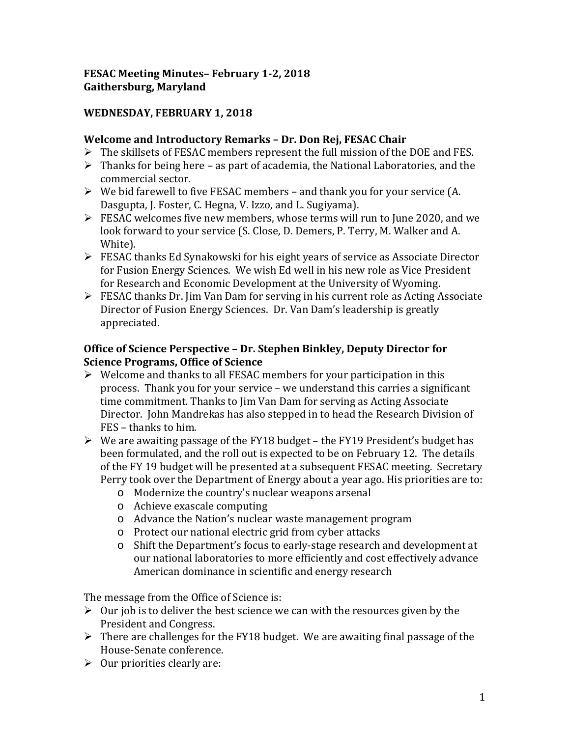# FESAC Meeting Minutes– February 1-2, 2018
# Gaithersburg, Maryland

## WEDNESDAY, FEBRUARY 1, 2018

### Welcome and Introductory Remarks – Dr. Don Rej, FESAC Chair

- The skillsets of FESAC members represent the full mission of the DOE and FES.
- Thanks for being here – as part of academia, the National Laboratories, and the commercial sector.
- We bid farewell to five FESAC members – and thank you for your service (A. Dasgupta, J. Foster, C. Hegna, V. Izzo, and L. Sugiyama).
- FESAC welcomes five new members, whose terms will run to June 2020, and we look forward to your service (S. Close, D. Demers, P. Terry, M. Walker and A. White).
- FESAC thanks Ed Synakowski for his eight years of service as Associate Director for Fusion Energy Sciences. We wish Ed well in his new role as Vice President for Research and Economic Development at the University of Wyoming.
- FESAC thanks Dr. Jim Van Dam for serving in his current role as Acting Associate Director of Fusion Energy Sciences. Dr. Van Dam's leadership is greatly appreciated.

### Office of Science Perspective – Dr. Stephen Binkley, Deputy Director for Science Programs, Office of Science

- Welcome and thanks to all FESAC members for your participation in this process. Thank you for your service – we understand this carries a significant time commitment. Thanks to Jim Van Dam for serving as Acting Associate Director. John Mandrekas has also stepped in to head the Research Division of FES – thanks to him.
- We are awaiting passage of the FY18 budget – the FY19 President's budget has been formulated, and the roll out is expected to be on February 12. The details of the FY 19 budget will be presented at a subsequent FESAC meeting. Secretary Perry took over the Department of Energy about a year ago. His priorities are to:
    - Modernize the country's nuclear weapons arsenal
    - Achieve exascale computing
    - Advance the Nation's nuclear waste management program
    - Protect our national electric grid from cyber attacks
    - Shift the Department's focus to early-stage research and development at our national laboratories to more efficiently and cost effectively advance American dominance in scientific and energy research

The message from the Office of Science is:

- Our job is to deliver the best science we can with the resources given by the President and Congress.
- There are challenges for the FY18 budget. We are awaiting final passage of the House-Senate conference.
- Our priorities clearly are: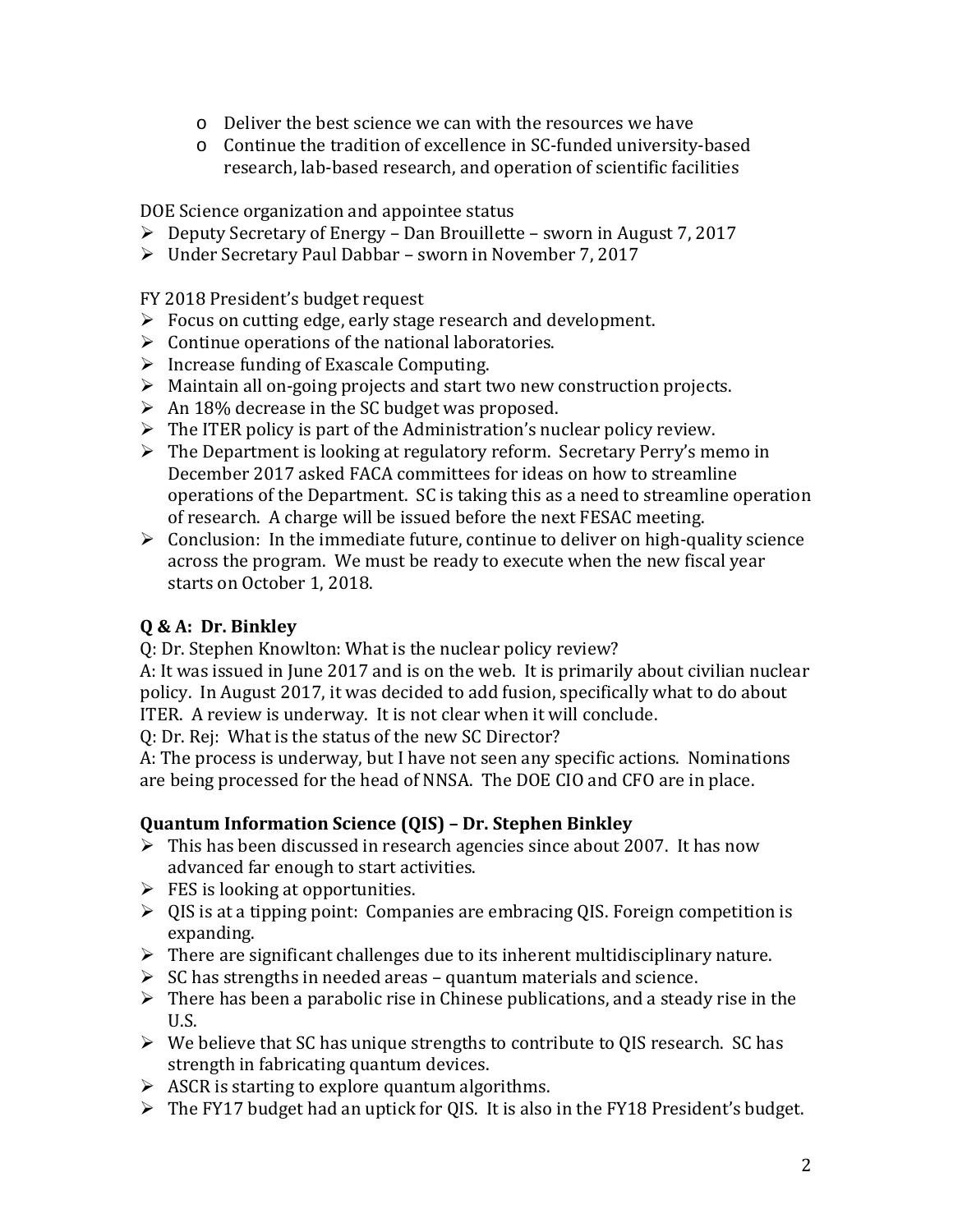- Deliver the best science we can with the resources we have
- Continue the tradition of excellence in SC-funded university-based research, lab-based research, and operation of scientific facilities

DOE Science organization and appointee status

- Deputy Secretary of Energy – Dan Brouillette – sworn in August 7, 2017
- Under Secretary Paul Dabbar – sworn in November 7, 2017

FY 2018 President's budget request

- Focus on cutting edge, early stage research and development.
- Continue operations of the national laboratories.
- Increase funding of Exascale Computing.
- Maintain all on-going projects and start two new construction projects.
- An 18% decrease in the SC budget was proposed.
- The ITER policy is part of the Administration's nuclear policy review.
- The Department is looking at regulatory reform. Secretary Perry's memo in December 2017 asked FACA committees for ideas on how to streamline operations of the Department. SC is taking this as a need to streamline operation of research. A charge will be issued before the next FESAC meeting.
- Conclusion: In the immediate future, continue to deliver on high-quality science across the program. We must be ready to execute when the new fiscal year starts on October 1, 2018.

**Q & A: Dr. Binkley**

Q: Dr. Stephen Knowlton: What is the nuclear policy review?

A: It was issued in June 2017 and is on the web. It is primarily about civilian nuclear policy. In August 2017, it was decided to add fusion, specifically what to do about ITER. A review is underway. It is not clear when it will conclude.

Q: Dr. Rej: What is the status of the new SC Director?

A: The process is underway, but I have not seen any specific actions. Nominations are being processed for the head of NNSA. The DOE CIO and CFO are in place.

**Quantum Information Science (QIS) – Dr. Stephen Binkley**

- This has been discussed in research agencies since about 2007. It has now advanced far enough to start activities.
- FES is looking at opportunities.
- QIS is at a tipping point: Companies are embracing QIS. Foreign competition is expanding.
- There are significant challenges due to its inherent multidisciplinary nature.
- SC has strengths in needed areas – quantum materials and science.
- There has been a parabolic rise in Chinese publications, and a steady rise in the U.S.
- We believe that SC has unique strengths to contribute to QIS research. SC has strength in fabricating quantum devices.
- ASCR is starting to explore quantum algorithms.
- The FY17 budget had an uptick for QIS. It is also in the FY18 President's budget.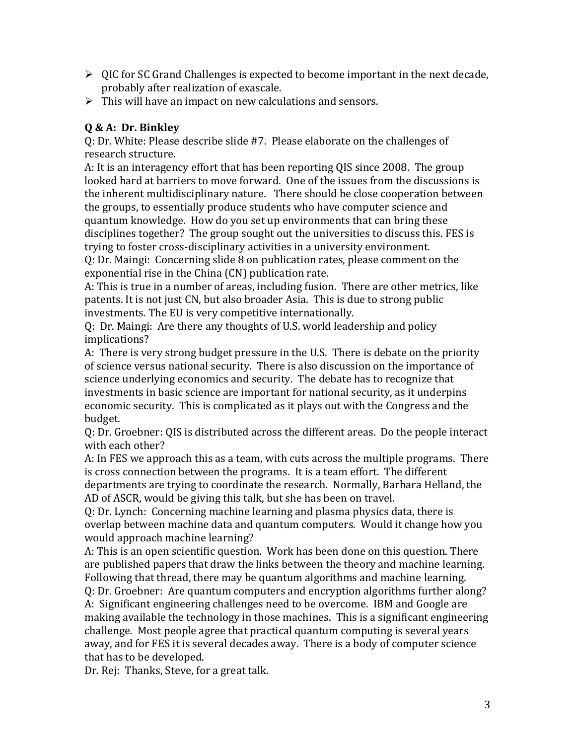- QIC for SC Grand Challenges is expected to become important in the next decade, probably after realization of exascale.
- This will have an impact on new calculations and sensors.

**Q & A: Dr. Binkley**

Q: Dr. White: Please describe slide #7. Please elaborate on the challenges of research structure.

A: It is an interagency effort that has been reporting QIS since 2008. The group looked hard at barriers to move forward. One of the issues from the discussions is the inherent multidisciplinary nature. There should be close cooperation between the groups, to essentially produce students who have computer science and quantum knowledge. How do you set up environments that can bring these disciplines together? The group sought out the universities to discuss this. FES is trying to foster cross-disciplinary activities in a university environment.

Q: Dr. Maingi: Concerning slide 8 on publication rates, please comment on the exponential rise in the China (CN) publication rate.

A: This is true in a number of areas, including fusion. There are other metrics, like patents. It is not just CN, but also broader Asia. This is due to strong public investments. The EU is very competitive internationally.

Q: Dr. Maingi: Are there any thoughts of U.S. world leadership and policy implications?

A: There is very strong budget pressure in the U.S. There is debate on the priority of science versus national security. There is also discussion on the importance of science underlying economics and security. The debate has to recognize that investments in basic science are important for national security, as it underpins economic security. This is complicated as it plays out with the Congress and the budget.

Q: Dr. Groebner: QIS is distributed across the different areas. Do the people interact with each other?

A: In FES we approach this as a team, with cuts across the multiple programs. There is cross connection between the programs. It is a team effort. The different departments are trying to coordinate the research. Normally, Barbara Helland, the AD of ASCR, would be giving this talk, but she has been on travel.

Q: Dr. Lynch: Concerning machine learning and plasma physics data, there is overlap between machine data and quantum computers. Would it change how you would approach machine learning?

A: This is an open scientific question. Work has been done on this question. There are published papers that draw the links between the theory and machine learning. Following that thread, there may be quantum algorithms and machine learning.

Q: Dr. Groebner: Are quantum computers and encryption algorithms further along?

A: Significant engineering challenges need to be overcome. IBM and Google are making available the technology in those machines. This is a significant engineering challenge. Most people agree that practical quantum computing is several years away, and for FES it is several decades away. There is a body of computer science that has to be developed.

Dr. Rej: Thanks, Steve, for a great talk.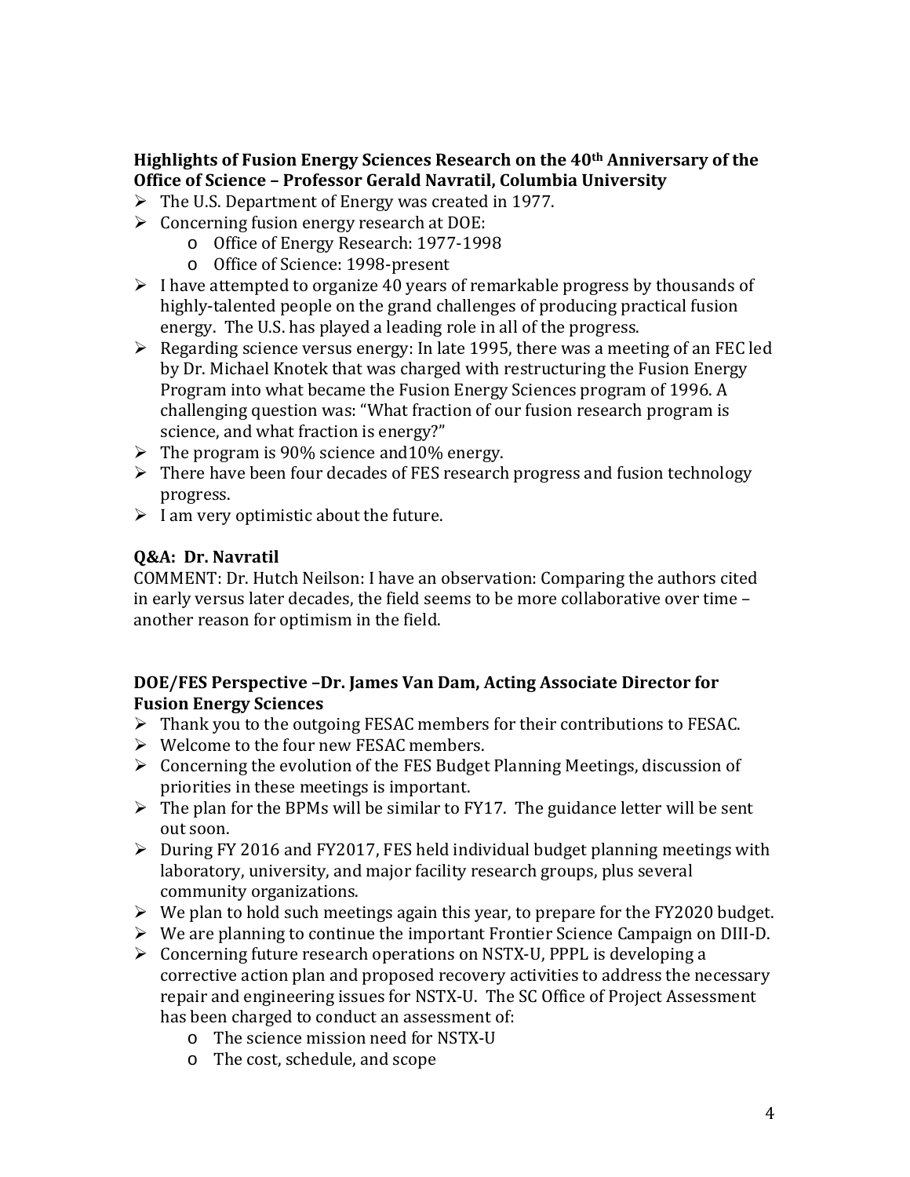**Highlights of Fusion Energy Sciences Research on the 40th Anniversary of the Office of Science – Professor Gerald Navratil, Columbia University**

- The U.S. Department of Energy was created in 1977.
- Concerning fusion energy research at DOE:
  - Office of Energy Research: 1977-1998
  - Office of Science: 1998-present
- I have attempted to organize 40 years of remarkable progress by thousands of highly-talented people on the grand challenges of producing practical fusion energy. The U.S. has played a leading role in all of the progress.
- Regarding science versus energy: In late 1995, there was a meeting of an FEC led by Dr. Michael Knotek that was charged with restructuring the Fusion Energy Program into what became the Fusion Energy Sciences program of 1996. A challenging question was: "What fraction of our fusion research program is science, and what fraction is energy?"
- The program is 90% science and10% energy.
- There have been four decades of FES research progress and fusion technology progress.
- I am very optimistic about the future.

**Q&A: Dr. Navratil**

COMMENT: Dr. Hutch Neilson: I have an observation: Comparing the authors cited in early versus later decades, the field seems to be more collaborative over time – another reason for optimism in the field.

**DOE/FES Perspective –Dr. James Van Dam, Acting Associate Director for Fusion Energy Sciences**

- Thank you to the outgoing FESAC members for their contributions to FESAC.
- Welcome to the four new FESAC members.
- Concerning the evolution of the FES Budget Planning Meetings, discussion of priorities in these meetings is important.
- The plan for the BPMs will be similar to FY17. The guidance letter will be sent out soon.
- During FY 2016 and FY2017, FES held individual budget planning meetings with laboratory, university, and major facility research groups, plus several community organizations.
- We plan to hold such meetings again this year, to prepare for the FY2020 budget.
- We are planning to continue the important Frontier Science Campaign on DIII-D.
- Concerning future research operations on NSTX-U, PPPL is developing a corrective action plan and proposed recovery activities to address the necessary repair and engineering issues for NSTX-U. The SC Office of Project Assessment has been charged to conduct an assessment of:
  - The science mission need for NSTX-U
  - The cost, schedule, and scope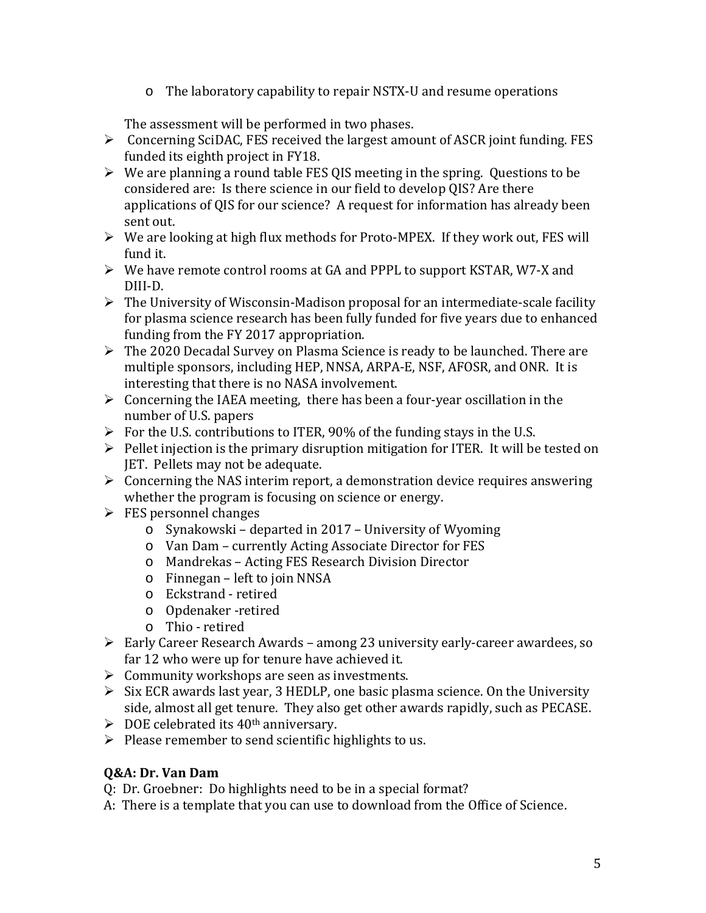- The laboratory capability to repair NSTX-U and resume operations

The assessment will be performed in two phases.

- Concerning SciDAC, FES received the largest amount of ASCR joint funding. FES funded its eighth project in FY18.
- We are planning a round table FES QIS meeting in the spring. Questions to be considered are: Is there science in our field to develop QIS? Are there applications of QIS for our science? A request for information has already been sent out.
- We are looking at high flux methods for Proto-MPEX. If they work out, FES will fund it.
- We have remote control rooms at GA and PPPL to support KSTAR, W7-X and DIII-D.
- The University of Wisconsin-Madison proposal for an intermediate-scale facility for plasma science research has been fully funded for five years due to enhanced funding from the FY 2017 appropriation.
- The 2020 Decadal Survey on Plasma Science is ready to be launched. There are multiple sponsors, including HEP, NNSA, ARPA-E, NSF, AFOSR, and ONR. It is interesting that there is no NASA involvement.
- Concerning the IAEA meeting, there has been a four-year oscillation in the number of U.S. papers
- For the U.S. contributions to ITER, 90% of the funding stays in the U.S.
- Pellet injection is the primary disruption mitigation for ITER. It will be tested on JET. Pellets may not be adequate.
- Concerning the NAS interim report, a demonstration device requires answering whether the program is focusing on science or energy.
- FES personnel changes
  - Synakowski – departed in 2017 – University of Wyoming
  - Van Dam – currently Acting Associate Director for FES
  - Mandrekas – Acting FES Research Division Director
  - Finnegan – left to join NNSA
  - Eckstrand - retired
  - Opdenaker -retired
  - Thio - retired
- Early Career Research Awards – among 23 university early-career awardees, so far 12 who were up for tenure have achieved it.
- Community workshops are seen as investments.
- Six ECR awards last year, 3 HEDLP, one basic plasma science. On the University side, almost all get tenure. They also get other awards rapidly, such as PECASE.
- DOE celebrated its 40th anniversary.
- Please remember to send scientific highlights to us.

**Q&A: Dr. Van Dam**

Q: Dr. Groebner: Do highlights need to be in a special format?

A: There is a template that you can use to download from the Office of Science.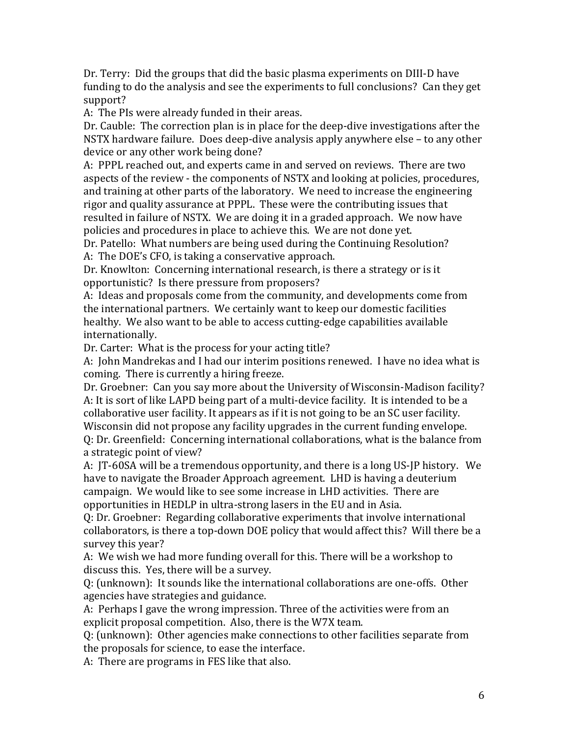Dr. Terry: Did the groups that did the basic plasma experiments on DIII-D have funding to do the analysis and see the experiments to full conclusions? Can they get support?

A: The PIs were already funded in their areas.

Dr. Cauble: The correction plan is in place for the deep-dive investigations after the NSTX hardware failure. Does deep-dive analysis apply anywhere else – to any other device or any other work being done?

A: PPPL reached out, and experts came in and served on reviews. There are two aspects of the review - the components of NSTX and looking at policies, procedures, and training at other parts of the laboratory. We need to increase the engineering rigor and quality assurance at PPPL. These were the contributing issues that resulted in failure of NSTX. We are doing it in a graded approach. We now have policies and procedures in place to achieve this. We are not done yet.

Dr. Patello: What numbers are being used during the Continuing Resolution?

A: The DOE's CFO, is taking a conservative approach.

Dr. Knowlton: Concerning international research, is there a strategy or is it opportunistic? Is there pressure from proposers?

A: Ideas and proposals come from the community, and developments come from the international partners. We certainly want to keep our domestic facilities healthy. We also want to be able to access cutting-edge capabilities available internationally.

Dr. Carter: What is the process for your acting title?

A: John Mandrekas and I had our interim positions renewed. I have no idea what is coming. There is currently a hiring freeze.

Dr. Groebner: Can you say more about the University of Wisconsin-Madison facility?

A: It is sort of like LAPD being part of a multi-device facility. It is intended to be a collaborative user facility. It appears as if it is not going to be an SC user facility. Wisconsin did not propose any facility upgrades in the current funding envelope.

Q: Dr. Greenfield: Concerning international collaborations, what is the balance from a strategic point of view?

A: JT-60SA will be a tremendous opportunity, and there is a long US-JP history. We have to navigate the Broader Approach agreement. LHD is having a deuterium campaign. We would like to see some increase in LHD activities. There are opportunities in HEDLP in ultra-strong lasers in the EU and in Asia.

Q: Dr. Groebner: Regarding collaborative experiments that involve international collaborators, is there a top-down DOE policy that would affect this? Will there be a survey this year?

A: We wish we had more funding overall for this. There will be a workshop to discuss this. Yes, there will be a survey.

Q: (unknown): It sounds like the international collaborations are one-offs. Other agencies have strategies and guidance.

A: Perhaps I gave the wrong impression. Three of the activities were from an explicit proposal competition. Also, there is the W7X team.

Q: (unknown): Other agencies make connections to other facilities separate from the proposals for science, to ease the interface.

A: There are programs in FES like that also.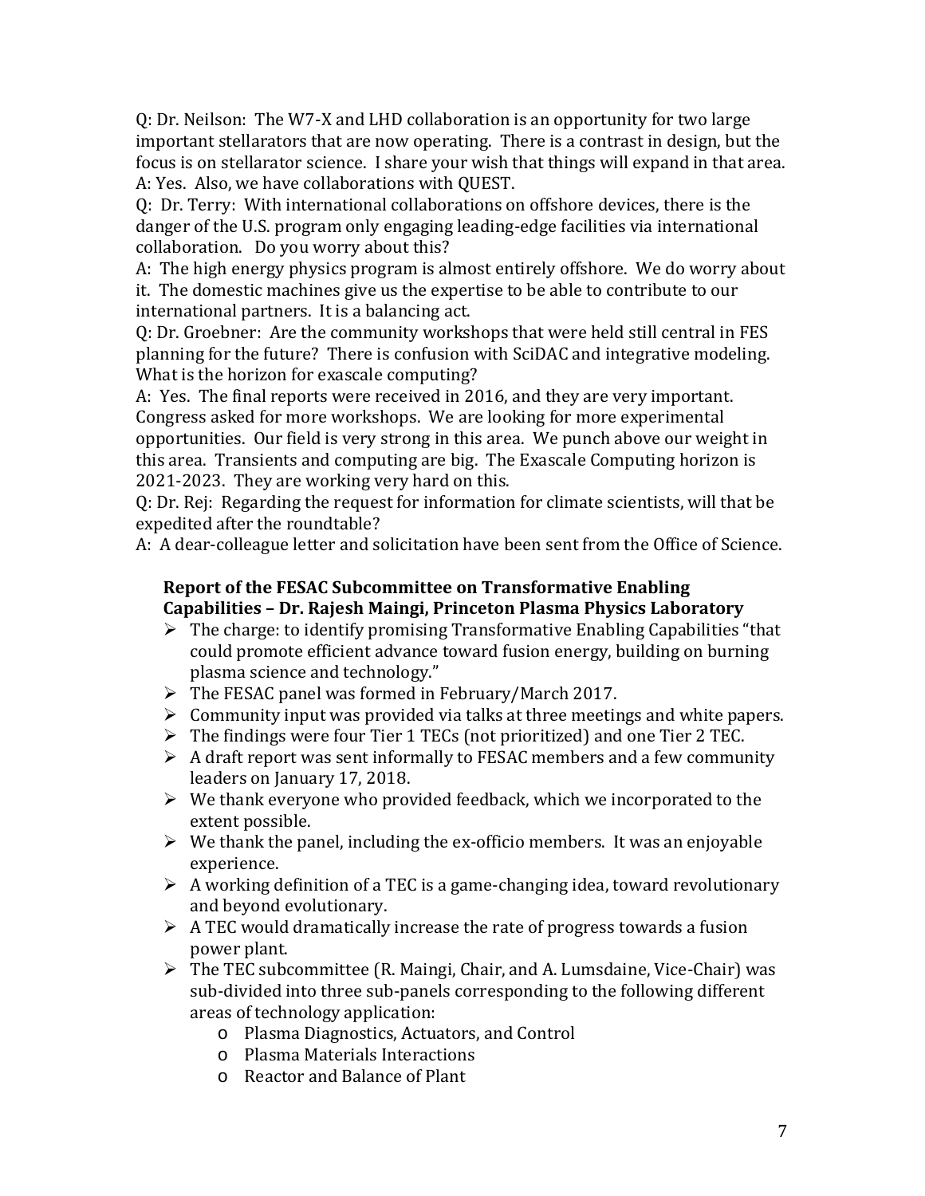Q: Dr. Neilson: The W7-X and LHD collaboration is an opportunity for two large important stellarators that are now operating. There is a contrast in design, but the focus is on stellarator science. I share your wish that things will expand in that area.
A: Yes. Also, we have collaborations with QUEST.

Q: Dr. Terry: With international collaborations on offshore devices, there is the danger of the U.S. program only engaging leading-edge facilities via international collaboration. Do you worry about this?
A: The high energy physics program is almost entirely offshore. We do worry about it. The domestic machines give us the expertise to be able to contribute to our international partners. It is a balancing act.

Q: Dr. Groebner: Are the community workshops that were held still central in FES planning for the future? There is confusion with SciDAC and integrative modeling. What is the horizon for exascale computing?
A: Yes. The final reports were received in 2016, and they are very important. Congress asked for more workshops. We are looking for more experimental opportunities. Our field is very strong in this area. We punch above our weight in this area. Transients and computing are big. The Exascale Computing horizon is 2021-2023. They are working very hard on this.

Q: Dr. Rej: Regarding the request for information for climate scientists, will that be expedited after the roundtable?
A: A dear-colleague letter and solicitation have been sent from the Office of Science.

**Report of the FESAC Subcommittee on Transformative Enabling Capabilities – Dr. Rajesh Maingi, Princeton Plasma Physics Laboratory**

- The charge: to identify promising Transformative Enabling Capabilities "that could promote efficient advance toward fusion energy, building on burning plasma science and technology."
- The FESAC panel was formed in February/March 2017.
- Community input was provided via talks at three meetings and white papers.
- The findings were four Tier 1 TECs (not prioritized) and one Tier 2 TEC.
- A draft report was sent informally to FESAC members and a few community leaders on January 17, 2018.
- We thank everyone who provided feedback, which we incorporated to the extent possible.
- We thank the panel, including the ex-officio members. It was an enjoyable experience.
- A working definition of a TEC is a game-changing idea, toward revolutionary and beyond evolutionary.
- A TEC would dramatically increase the rate of progress towards a fusion power plant.
- The TEC subcommittee (R. Maingi, Chair, and A. Lumsdaine, Vice-Chair) was sub-divided into three sub-panels corresponding to the following different areas of technology application:
  - Plasma Diagnostics, Actuators, and Control
  - Plasma Materials Interactions
  - Reactor and Balance of Plant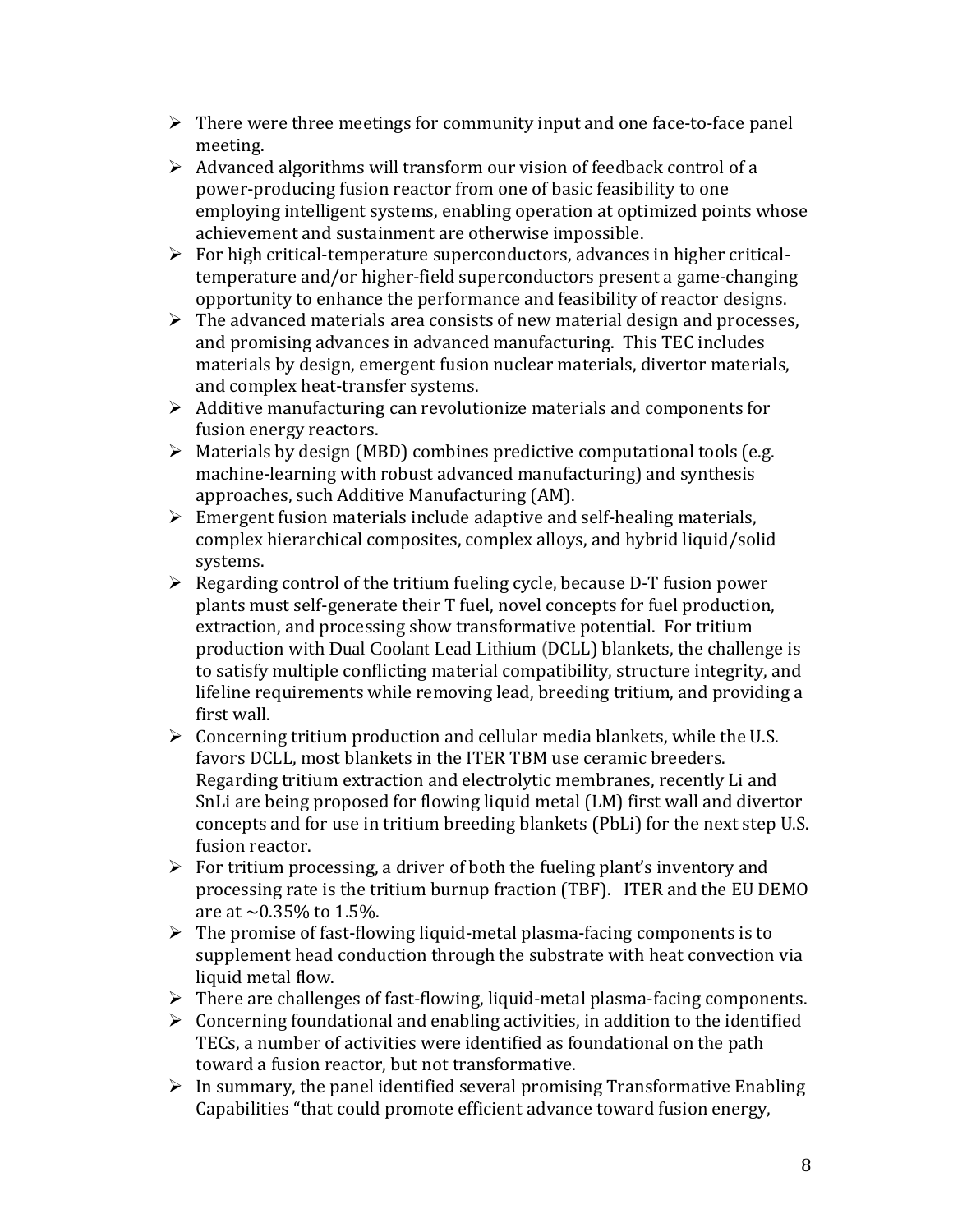- There were three meetings for community input and one face-to-face panel meeting.
- Advanced algorithms will transform our vision of feedback control of a power-producing fusion reactor from one of basic feasibility to one employing intelligent systems, enabling operation at optimized points whose achievement and sustainment are otherwise impossible.
- For high critical-temperature superconductors, advances in higher critical-temperature and/or higher-field superconductors present a game-changing opportunity to enhance the performance and feasibility of reactor designs.
- The advanced materials area consists of new material design and processes, and promising advances in advanced manufacturing. This TEC includes materials by design, emergent fusion nuclear materials, divertor materials, and complex heat-transfer systems.
- Additive manufacturing can revolutionize materials and components for fusion energy reactors.
- Materials by design (MBD) combines predictive computational tools (e.g. machine-learning with robust advanced manufacturing) and synthesis approaches, such Additive Manufacturing (AM).
- Emergent fusion materials include adaptive and self-healing materials, complex hierarchical composites, complex alloys, and hybrid liquid/solid systems.
- Regarding control of the tritium fueling cycle, because D-T fusion power plants must self-generate their T fuel, novel concepts for fuel production, extraction, and processing show transformative potential. For tritium production with Dual Coolant Lead Lithium (DCLL) blankets, the challenge is to satisfy multiple conflicting material compatibility, structure integrity, and lifeline requirements while removing lead, breeding tritium, and providing a first wall.
- Concerning tritium production and cellular media blankets, while the U.S. favors DCLL, most blankets in the ITER TBM use ceramic breeders. Regarding tritium extraction and electrolytic membranes, recently Li and SnLi are being proposed for flowing liquid metal (LM) first wall and divertor concepts and for use in tritium breeding blankets (PbLi) for the next step U.S. fusion reactor.
- For tritium processing, a driver of both the fueling plant's inventory and processing rate is the tritium burnup fraction (TBF). ITER and the EU DEMO are at ~0.35% to 1.5%.
- The promise of fast-flowing liquid-metal plasma-facing components is to supplement head conduction through the substrate with heat convection via liquid metal flow.
- There are challenges of fast-flowing, liquid-metal plasma-facing components.
- Concerning foundational and enabling activities, in addition to the identified TECs, a number of activities were identified as foundational on the path toward a fusion reactor, but not transformative.
- In summary, the panel identified several promising Transformative Enabling Capabilities "that could promote efficient advance toward fusion energy,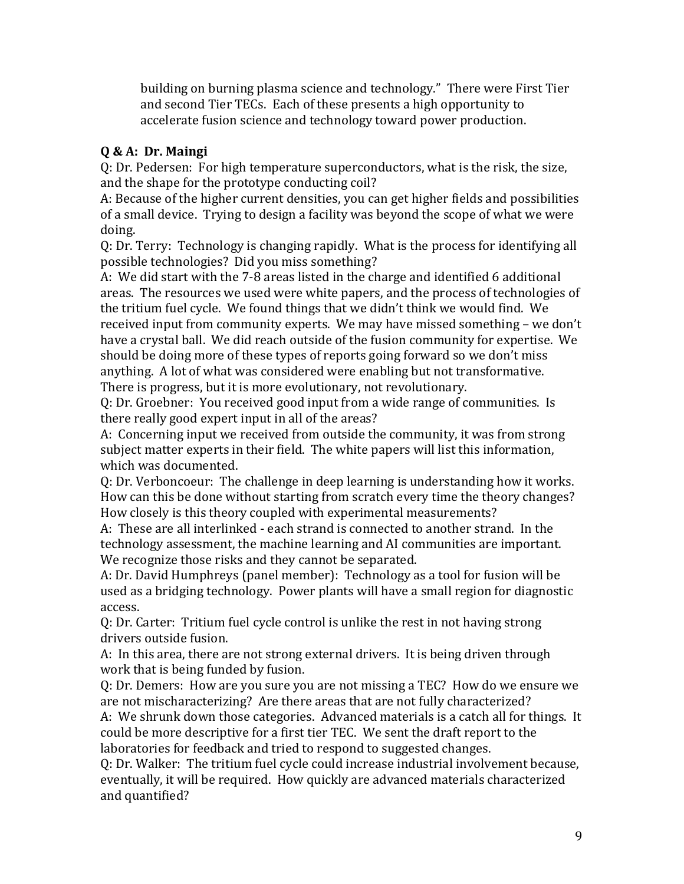building on burning plasma science and technology." There were First Tier and second Tier TECs. Each of these presents a high opportunity to accelerate fusion science and technology toward power production.

**Q & A: Dr. Maingi**

Q: Dr. Pedersen: For high temperature superconductors, what is the risk, the size, and the shape for the prototype conducting coil?

A: Because of the higher current densities, you can get higher fields and possibilities of a small device. Trying to design a facility was beyond the scope of what we were doing.

Q: Dr. Terry: Technology is changing rapidly. What is the process for identifying all possible technologies? Did you miss something?

A: We did start with the 7-8 areas listed in the charge and identified 6 additional areas. The resources we used were white papers, and the process of technologies of the tritium fuel cycle. We found things that we didn't think we would find. We received input from community experts. We may have missed something – we don't have a crystal ball. We did reach outside of the fusion community for expertise. We should be doing more of these types of reports going forward so we don't miss anything. A lot of what was considered were enabling but not transformative. There is progress, but it is more evolutionary, not revolutionary.

Q: Dr. Groebner: You received good input from a wide range of communities. Is there really good expert input in all of the areas?

A: Concerning input we received from outside the community, it was from strong subject matter experts in their field. The white papers will list this information, which was documented.

Q: Dr. Verboncoeur: The challenge in deep learning is understanding how it works. How can this be done without starting from scratch every time the theory changes? How closely is this theory coupled with experimental measurements?

A: These are all interlinked - each strand is connected to another strand. In the technology assessment, the machine learning and AI communities are important. We recognize those risks and they cannot be separated.

A: Dr. David Humphreys (panel member): Technology as a tool for fusion will be used as a bridging technology. Power plants will have a small region for diagnostic access.

Q: Dr. Carter: Tritium fuel cycle control is unlike the rest in not having strong drivers outside fusion.

A: In this area, there are not strong external drivers. It is being driven through work that is being funded by fusion.

Q: Dr. Demers: How are you sure you are not missing a TEC? How do we ensure we are not mischaracterizing? Are there areas that are not fully characterized?

A: We shrunk down those categories. Advanced materials is a catch all for things. It could be more descriptive for a first tier TEC. We sent the draft report to the laboratories for feedback and tried to respond to suggested changes.

Q: Dr. Walker: The tritium fuel cycle could increase industrial involvement because, eventually, it will be required. How quickly are advanced materials characterized and quantified?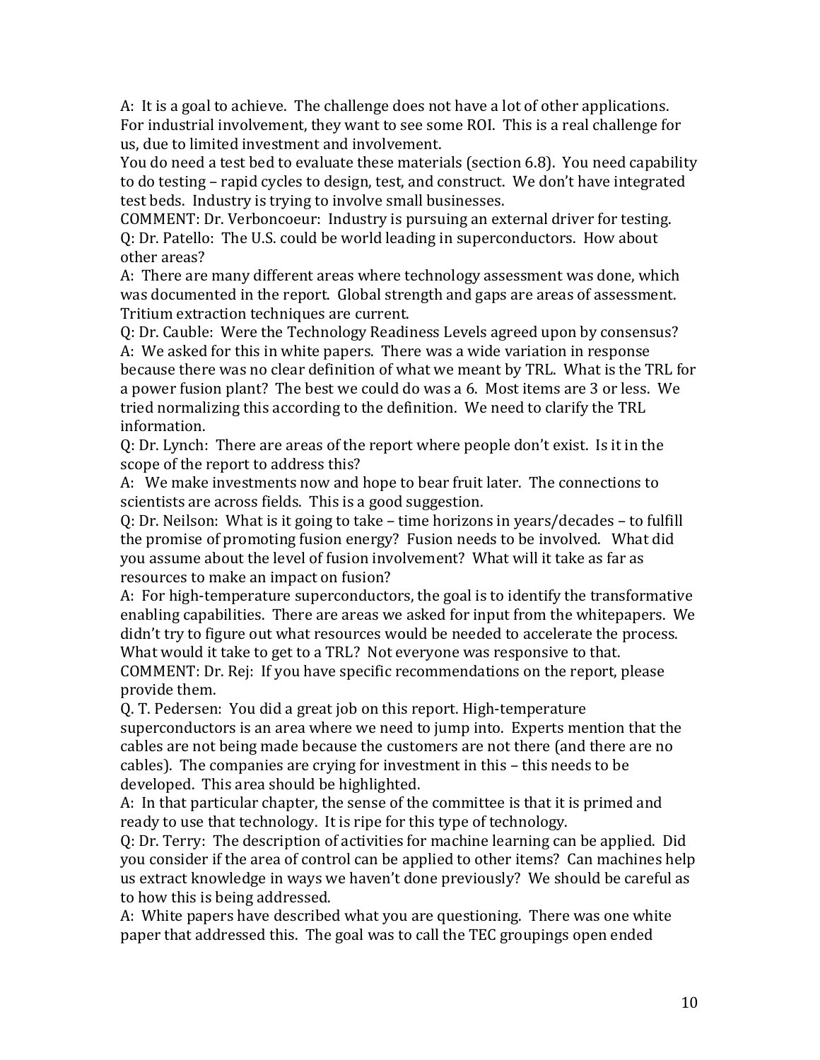A: It is a goal to achieve. The challenge does not have a lot of other applications. For industrial involvement, they want to see some ROI. This is a real challenge for us, due to limited investment and involvement.

You do need a test bed to evaluate these materials (section 6.8). You need capability to do testing – rapid cycles to design, test, and construct. We don't have integrated test beds. Industry is trying to involve small businesses.

COMMENT: Dr. Verboncoeur: Industry is pursuing an external driver for testing.

Q: Dr. Patello: The U.S. could be world leading in superconductors. How about other areas?

A: There are many different areas where technology assessment was done, which was documented in the report. Global strength and gaps are areas of assessment. Tritium extraction techniques are current.

Q: Dr. Cauble: Were the Technology Readiness Levels agreed upon by consensus?

A: We asked for this in white papers. There was a wide variation in response because there was no clear definition of what we meant by TRL. What is the TRL for a power fusion plant? The best we could do was a 6. Most items are 3 or less. We tried normalizing this according to the definition. We need to clarify the TRL information.

Q: Dr. Lynch: There are areas of the report where people don't exist. Is it in the scope of the report to address this?

A: We make investments now and hope to bear fruit later. The connections to scientists are across fields. This is a good suggestion.

Q: Dr. Neilson: What is it going to take – time horizons in years/decades – to fulfill the promise of promoting fusion energy? Fusion needs to be involved. What did you assume about the level of fusion involvement? What will it take as far as resources to make an impact on fusion?

A: For high-temperature superconductors, the goal is to identify the transformative enabling capabilities. There are areas we asked for input from the whitepapers. We didn't try to figure out what resources would be needed to accelerate the process. What would it take to get to a TRL? Not everyone was responsive to that.

COMMENT: Dr. Rej: If you have specific recommendations on the report, please provide them.

Q. T. Pedersen: You did a great job on this report. High-temperature superconductors is an area where we need to jump into. Experts mention that the cables are not being made because the customers are not there (and there are no cables). The companies are crying for investment in this – this needs to be developed. This area should be highlighted.

A: In that particular chapter, the sense of the committee is that it is primed and ready to use that technology. It is ripe for this type of technology.

Q: Dr. Terry: The description of activities for machine learning can be applied. Did you consider if the area of control can be applied to other items? Can machines help us extract knowledge in ways we haven't done previously? We should be careful as to how this is being addressed.

A: White papers have described what you are questioning. There was one white paper that addressed this. The goal was to call the TEC groupings open ended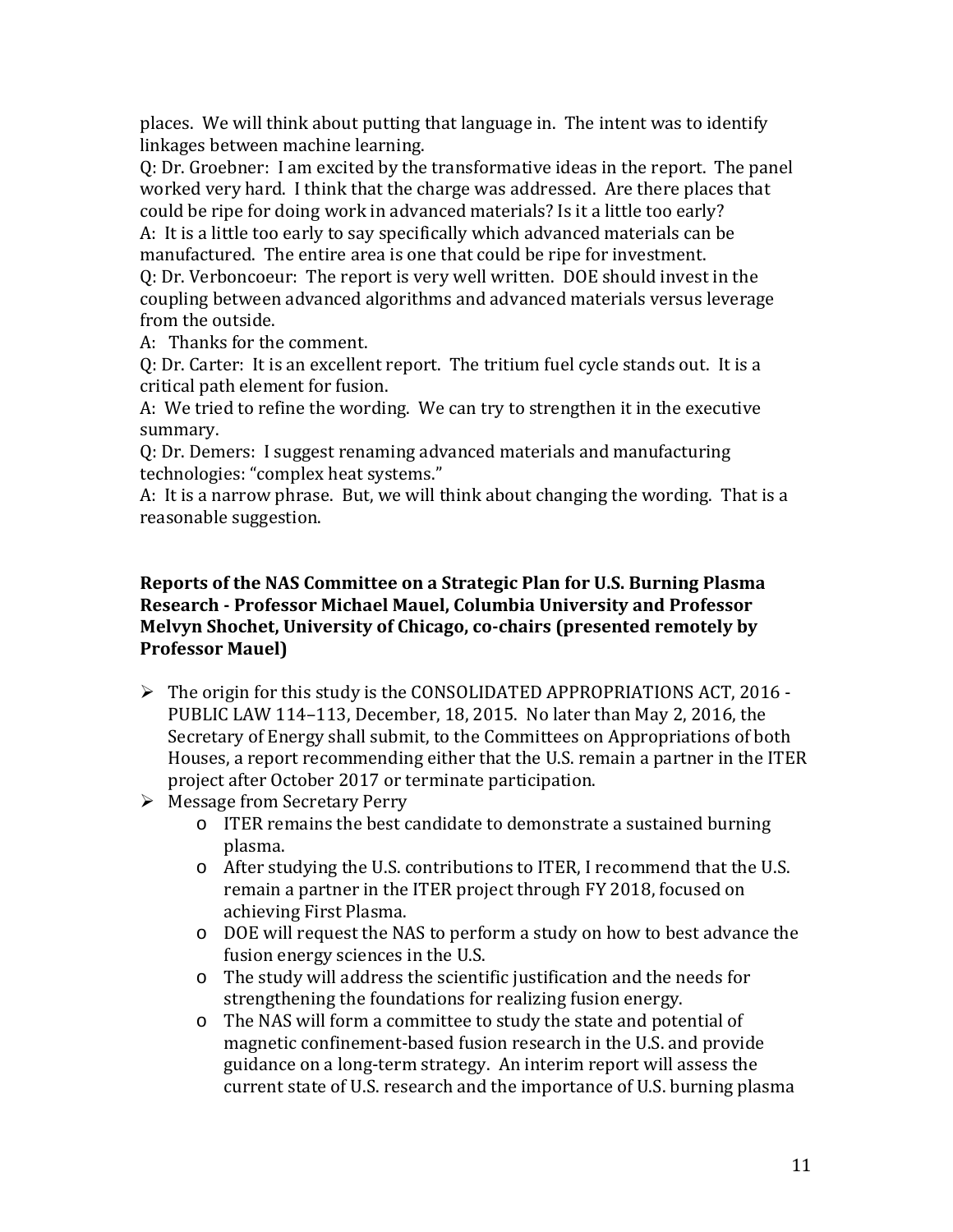places. We will think about putting that language in. The intent was to identify linkages between machine learning.

Q: Dr. Groebner: I am excited by the transformative ideas in the report. The panel worked very hard. I think that the charge was addressed. Are there places that could be ripe for doing work in advanced materials? Is it a little too early?

A: It is a little too early to say specifically which advanced materials can be manufactured. The entire area is one that could be ripe for investment.

Q: Dr. Verboncoeur: The report is very well written. DOE should invest in the coupling between advanced algorithms and advanced materials versus leverage from the outside.

A: Thanks for the comment.

Q: Dr. Carter: It is an excellent report. The tritium fuel cycle stands out. It is a critical path element for fusion.

A: We tried to refine the wording. We can try to strengthen it in the executive summary.

Q: Dr. Demers: I suggest renaming advanced materials and manufacturing technologies: "complex heat systems."

A: It is a narrow phrase. But, we will think about changing the wording. That is a reasonable suggestion.

**Reports of the NAS Committee on a Strategic Plan for U.S. Burning Plasma Research - Professor Michael Mauel, Columbia University and Professor Melvyn Shochet, University of Chicago, co-chairs (presented remotely by Professor Mauel)**

- The origin for this study is the CONSOLIDATED APPROPRIATIONS ACT, 2016 - PUBLIC LAW 114–113, December, 18, 2015. No later than May 2, 2016, the Secretary of Energy shall submit, to the Committees on Appropriations of both Houses, a report recommending either that the U.S. remain a partner in the ITER project after October 2017 or terminate participation.
- Message from Secretary Perry
  - ITER remains the best candidate to demonstrate a sustained burning plasma.
  - After studying the U.S. contributions to ITER, I recommend that the U.S. remain a partner in the ITER project through FY 2018, focused on achieving First Plasma.
  - DOE will request the NAS to perform a study on how to best advance the fusion energy sciences in the U.S.
  - The study will address the scientific justification and the needs for strengthening the foundations for realizing fusion energy.
  - The NAS will form a committee to study the state and potential of magnetic confinement-based fusion research in the U.S. and provide guidance on a long-term strategy. An interim report will assess the current state of U.S. research and the importance of U.S. burning plasma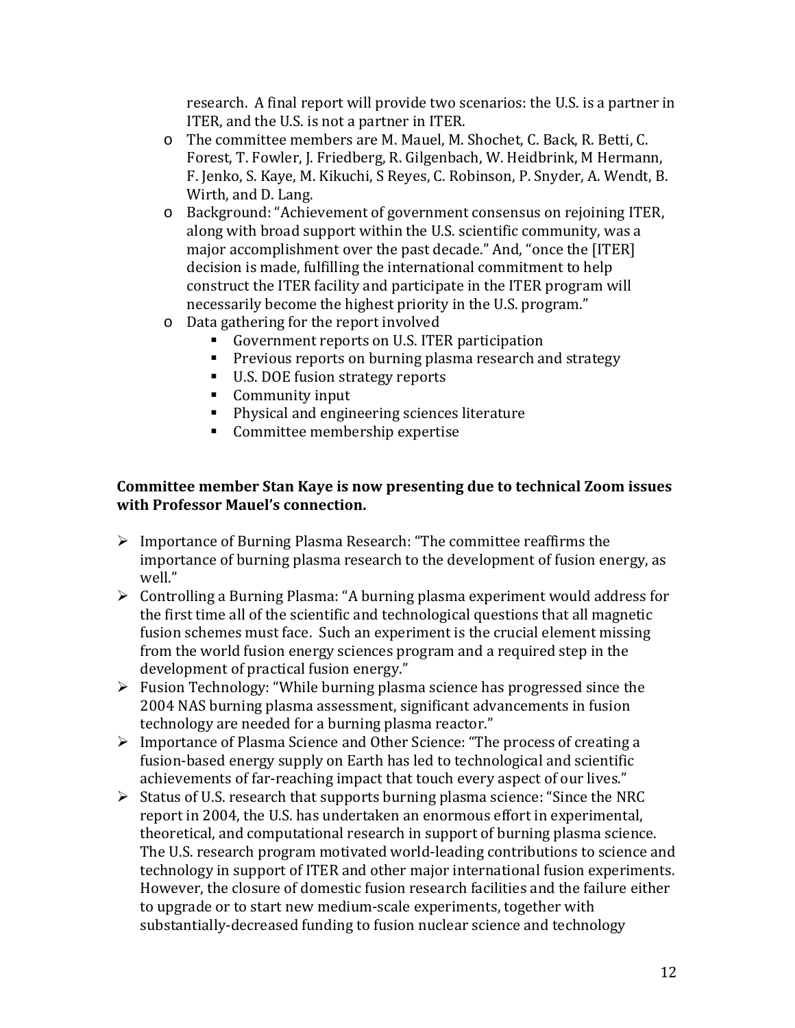research. A final report will provide two scenarios: the U.S. is a partner in ITER, and the U.S. is not a partner in ITER.

  - The committee members are M. Mauel, M. Shochet, C. Back, R. Betti, C. Forest, T. Fowler, J. Friedberg, R. Gilgenbach, W. Heidbrink, M Hermann, F. Jenko, S. Kaye, M. Kikuchi, S Reyes, C. Robinson, P. Snyder, A. Wendt, B. Wirth, and D. Lang.
  - Background: "Achievement of government consensus on rejoining ITER, along with broad support within the U.S. scientific community, was a major accomplishment over the past decade." And, "once the [ITER] decision is made, fulfilling the international commitment to help construct the ITER facility and participate in the ITER program will necessarily become the highest priority in the U.S. program."
  - Data gathering for the report involved
    - Government reports on U.S. ITER participation
    - Previous reports on burning plasma research and strategy
    - U.S. DOE fusion strategy reports
    - Community input
    - Physical and engineering sciences literature
    - Committee membership expertise

**Committee member Stan Kaye is now presenting due to technical Zoom issues with Professor Mauel's connection.**

- Importance of Burning Plasma Research: "The committee reaffirms the importance of burning plasma research to the development of fusion energy, as well."
- Controlling a Burning Plasma: "A burning plasma experiment would address for the first time all of the scientific and technological questions that all magnetic fusion schemes must face. Such an experiment is the crucial element missing from the world fusion energy sciences program and a required step in the development of practical fusion energy."
- Fusion Technology: "While burning plasma science has progressed since the 2004 NAS burning plasma assessment, significant advancements in fusion technology are needed for a burning plasma reactor."
- Importance of Plasma Science and Other Science: "The process of creating a fusion-based energy supply on Earth has led to technological and scientific achievements of far-reaching impact that touch every aspect of our lives."
- Status of U.S. research that supports burning plasma science: "Since the NRC report in 2004, the U.S. has undertaken an enormous effort in experimental, theoretical, and computational research in support of burning plasma science. The U.S. research program motivated world-leading contributions to science and technology in support of ITER and other major international fusion experiments. However, the closure of domestic fusion research facilities and the failure either to upgrade or to start new medium-scale experiments, together with substantially-decreased funding to fusion nuclear science and technology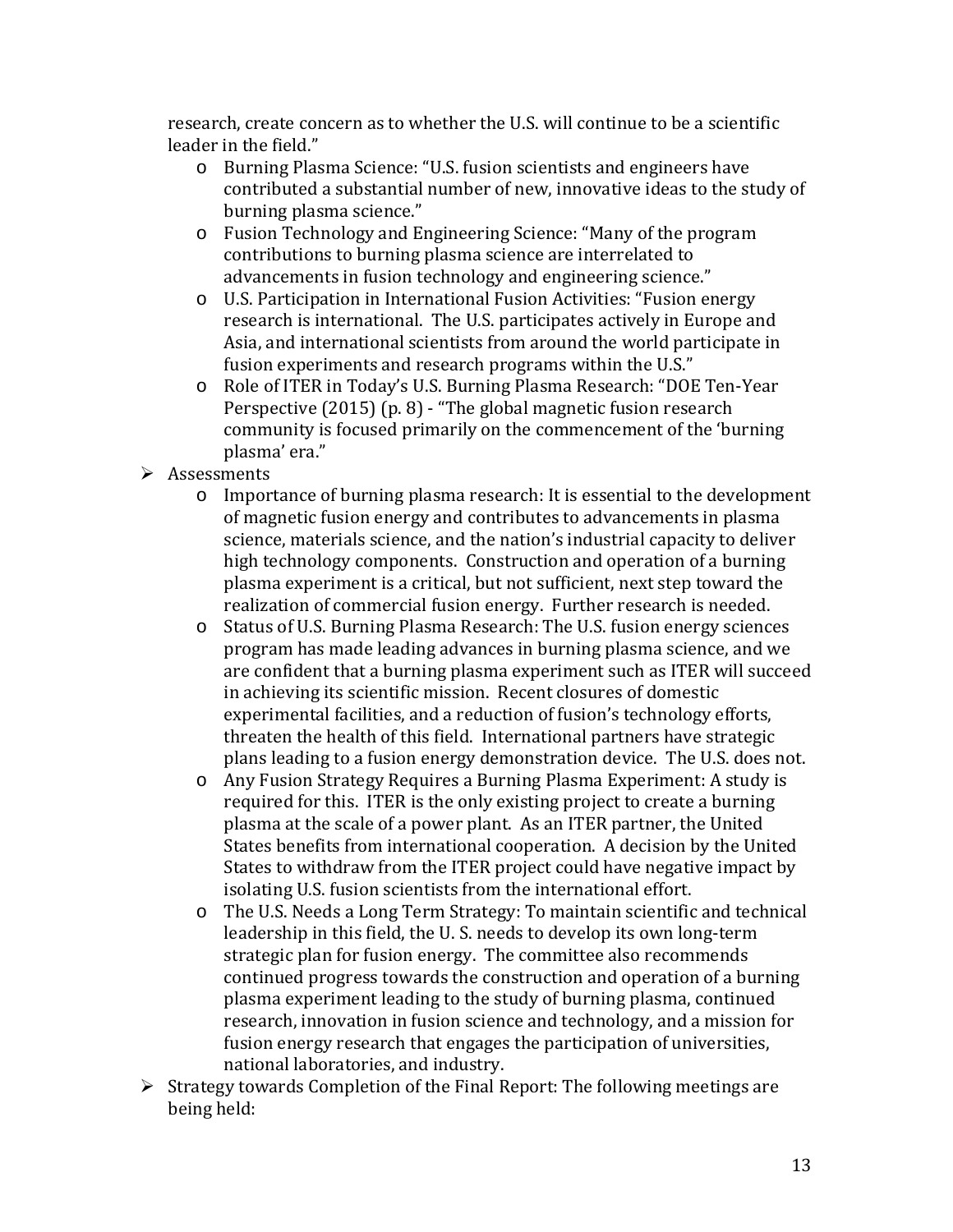research, create concern as to whether the U.S. will continue to be a scientific leader in the field."

  - Burning Plasma Science: "U.S. fusion scientists and engineers have contributed a substantial number of new, innovative ideas to the study of burning plasma science."
  - Fusion Technology and Engineering Science: "Many of the program contributions to burning plasma science are interrelated to advancements in fusion technology and engineering science."
  - U.S. Participation in International Fusion Activities: "Fusion energy research is international. The U.S. participates actively in Europe and Asia, and international scientists from around the world participate in fusion experiments and research programs within the U.S."
  - Role of ITER in Today's U.S. Burning Plasma Research: "DOE Ten-Year Perspective (2015) (p. 8) - "The global magnetic fusion research community is focused primarily on the commencement of the 'burning plasma' era."

- Assessments
  - Importance of burning plasma research: It is essential to the development of magnetic fusion energy and contributes to advancements in plasma science, materials science, and the nation's industrial capacity to deliver high technology components. Construction and operation of a burning plasma experiment is a critical, but not sufficient, next step toward the realization of commercial fusion energy. Further research is needed.
  - Status of U.S. Burning Plasma Research: The U.S. fusion energy sciences program has made leading advances in burning plasma science, and we are confident that a burning plasma experiment such as ITER will succeed in achieving its scientific mission. Recent closures of domestic experimental facilities, and a reduction of fusion's technology efforts, threaten the health of this field. International partners have strategic plans leading to a fusion energy demonstration device. The U.S. does not.
  - Any Fusion Strategy Requires a Burning Plasma Experiment: A study is required for this. ITER is the only existing project to create a burning plasma at the scale of a power plant. As an ITER partner, the United States benefits from international cooperation. A decision by the United States to withdraw from the ITER project could have negative impact by isolating U.S. fusion scientists from the international effort.
  - The U.S. Needs a Long Term Strategy: To maintain scientific and technical leadership in this field, the U. S. needs to develop its own long-term strategic plan for fusion energy. The committee also recommends continued progress towards the construction and operation of a burning plasma experiment leading to the study of burning plasma, continued research, innovation in fusion science and technology, and a mission for fusion energy research that engages the participation of universities, national laboratories, and industry.

- Strategy towards Completion of the Final Report: The following meetings are being held: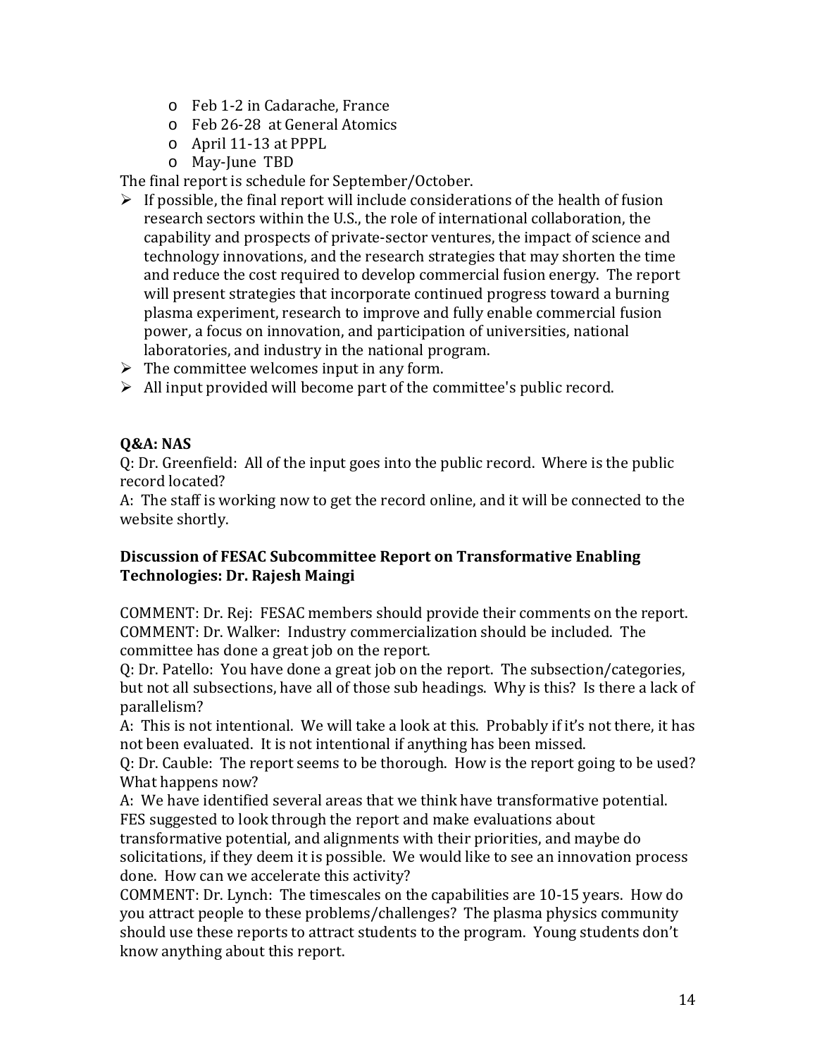- Feb 1-2 in Cadarache, France
- Feb 26-28 at General Atomics
- April 11-13 at PPPL
- May-June TBD

The final report is schedule for September/October.

- If possible, the final report will include considerations of the health of fusion research sectors within the U.S., the role of international collaboration, the capability and prospects of private-sector ventures, the impact of science and technology innovations, and the research strategies that may shorten the time and reduce the cost required to develop commercial fusion energy. The report will present strategies that incorporate continued progress toward a burning plasma experiment, research to improve and fully enable commercial fusion power, a focus on innovation, and participation of universities, national laboratories, and industry in the national program.
- The committee welcomes input in any form.
- All input provided will become part of the committee's public record.

**Q&A: NAS**

Q: Dr. Greenfield: All of the input goes into the public record. Where is the public record located?
A: The staff is working now to get the record online, and it will be connected to the website shortly.

**Discussion of FESAC Subcommittee Report on Transformative Enabling Technologies: Dr. Rajesh Maingi**

COMMENT: Dr. Rej: FESAC members should provide their comments on the report.
COMMENT: Dr. Walker: Industry commercialization should be included. The committee has done a great job on the report.
Q: Dr. Patello: You have done a great job on the report. The subsection/categories, but not all subsections, have all of those sub headings. Why is this? Is there a lack of parallelism?
A: This is not intentional. We will take a look at this. Probably if it's not there, it has not been evaluated. It is not intentional if anything has been missed.
Q: Dr. Cauble: The report seems to be thorough. How is the report going to be used? What happens now?
A: We have identified several areas that we think have transformative potential. FES suggested to look through the report and make evaluations about transformative potential, and alignments with their priorities, and maybe do solicitations, if they deem it is possible. We would like to see an innovation process done. How can we accelerate this activity?
COMMENT: Dr. Lynch: The timescales on the capabilities are 10-15 years. How do you attract people to these problems/challenges? The plasma physics community should use these reports to attract students to the program. Young students don't know anything about this report.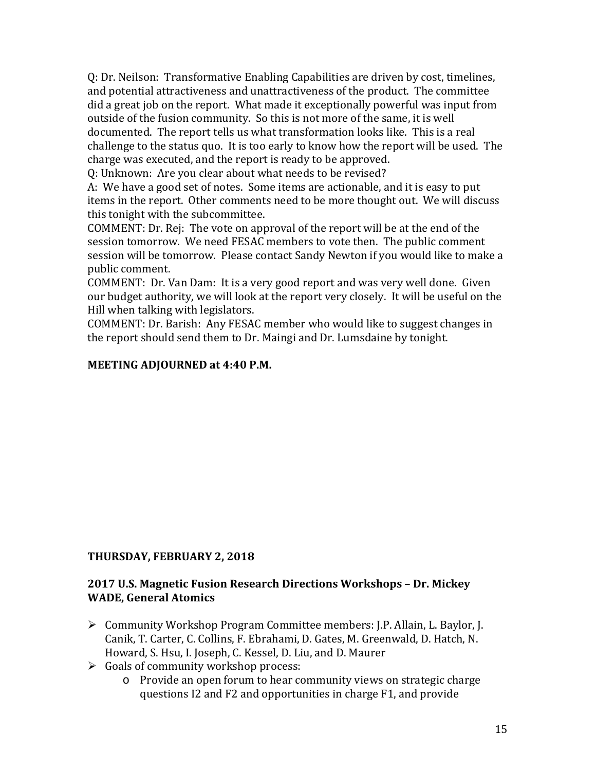Q: Dr. Neilson: Transformative Enabling Capabilities are driven by cost, timelines, and potential attractiveness and unattractiveness of the product. The committee did a great job on the report. What made it exceptionally powerful was input from outside of the fusion community. So this is not more of the same, it is well documented. The report tells us what transformation looks like. This is a real challenge to the status quo. It is too early to know how the report will be used. The charge was executed, and the report is ready to be approved.

Q: Unknown: Are you clear about what needs to be revised?

A: We have a good set of notes. Some items are actionable, and it is easy to put items in the report. Other comments need to be more thought out. We will discuss this tonight with the subcommittee.

COMMENT: Dr. Rej: The vote on approval of the report will be at the end of the session tomorrow. We need FESAC members to vote then. The public comment session will be tomorrow. Please contact Sandy Newton if you would like to make a public comment.

COMMENT: Dr. Van Dam: It is a very good report and was very well done. Given our budget authority, we will look at the report very closely. It will be useful on the Hill when talking with legislators.

COMMENT: Dr. Barish: Any FESAC member who would like to suggest changes in the report should send them to Dr. Maingi and Dr. Lumsdaine by tonight.

**MEETING ADJOURNED at 4:40 P.M.**

**THURSDAY, FEBRUARY 2, 2018**

**2017 U.S. Magnetic Fusion Research Directions Workshops – Dr. Mickey WADE, General Atomics**

- Community Workshop Program Committee members: J.P. Allain, L. Baylor, J. Canik, T. Carter, C. Collins, F. Ebrahami, D. Gates, M. Greenwald, D. Hatch, N. Howard, S. Hsu, I. Joseph, C. Kessel, D. Liu, and D. Maurer
- Goals of community workshop process:
  - Provide an open forum to hear community views on strategic charge questions I2 and F2 and opportunities in charge F1, and provide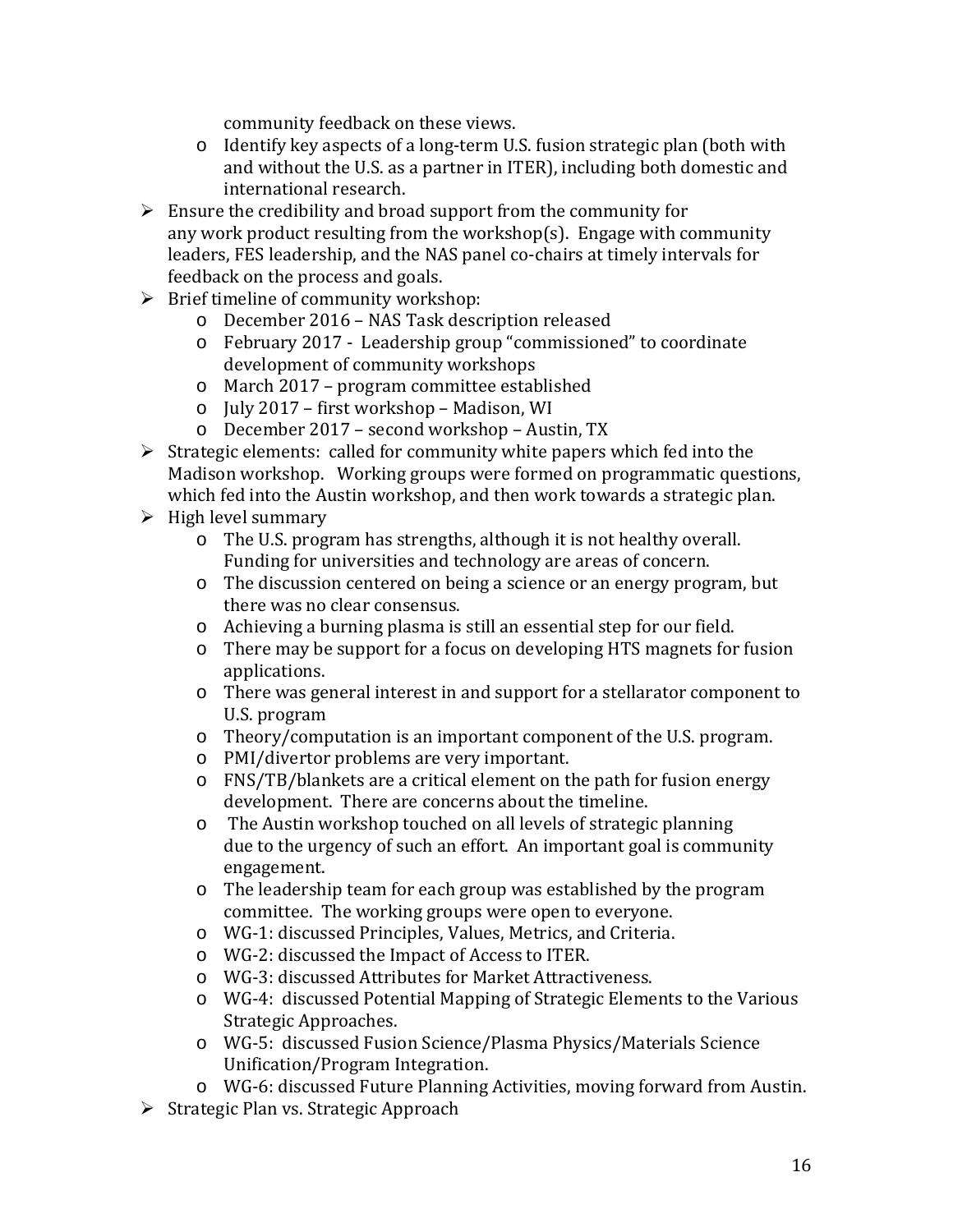community feedback on these views.
  - Identify key aspects of a long-term U.S. fusion strategic plan (both with and without the U.S. as a partner in ITER), including both domestic and international research.
- Ensure the credibility and broad support from the community for any work product resulting from the workshop(s). Engage with community leaders, FES leadership, and the NAS panel co-chairs at timely intervals for feedback on the process and goals.
- Brief timeline of community workshop:
  - December 2016 – NAS Task description released
  - February 2017 - Leadership group "commissioned" to coordinate development of community workshops
  - March 2017 – program committee established
  - July 2017 – first workshop – Madison, WI
  - December 2017 – second workshop – Austin, TX
- Strategic elements: called for community white papers which fed into the Madison workshop. Working groups were formed on programmatic questions, which fed into the Austin workshop, and then work towards a strategic plan.
- High level summary
  - The U.S. program has strengths, although it is not healthy overall. Funding for universities and technology are areas of concern.
  - The discussion centered on being a science or an energy program, but there was no clear consensus.
  - Achieving a burning plasma is still an essential step for our field.
  - There may be support for a focus on developing HTS magnets for fusion applications.
  - There was general interest in and support for a stellarator component to U.S. program
  - Theory/computation is an important component of the U.S. program.
  - PMI/divertor problems are very important.
  - FNS/TB/blankets are a critical element on the path for fusion energy development. There are concerns about the timeline.
  - The Austin workshop touched on all levels of strategic planning due to the urgency of such an effort. An important goal is community engagement.
  - The leadership team for each group was established by the program committee. The working groups were open to everyone.
  - WG-1: discussed Principles, Values, Metrics, and Criteria.
  - WG-2: discussed the Impact of Access to ITER.
  - WG-3: discussed Attributes for Market Attractiveness.
  - WG-4: discussed Potential Mapping of Strategic Elements to the Various Strategic Approaches.
  - WG-5: discussed Fusion Science/Plasma Physics/Materials Science Unification/Program Integration.
  - WG-6: discussed Future Planning Activities, moving forward from Austin.
- Strategic Plan vs. Strategic Approach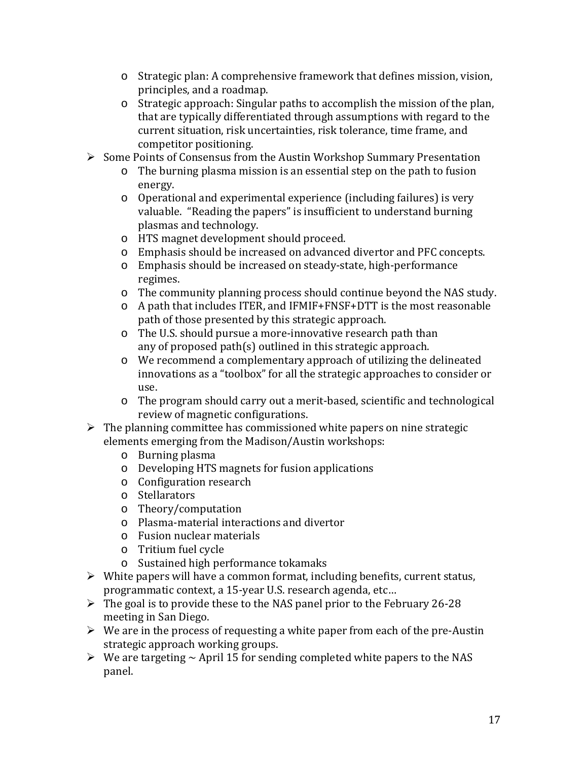- Strategic plan: A comprehensive framework that defines mission, vision, principles, and a roadmap.
    - Strategic approach: Singular paths to accomplish the mission of the plan, that are typically differentiated through assumptions with regard to the current situation, risk uncertainties, risk tolerance, time frame, and competitor positioning.
- Some Points of Consensus from the Austin Workshop Summary Presentation
    - The burning plasma mission is an essential step on the path to fusion energy.
    - Operational and experimental experience (including failures) is very valuable. "Reading the papers" is insufficient to understand burning plasmas and technology.
    - HTS magnet development should proceed.
    - Emphasis should be increased on advanced divertor and PFC concepts.
    - Emphasis should be increased on steady-state, high-performance regimes.
    - The community planning process should continue beyond the NAS study.
    - A path that includes ITER, and IFMIF+FNSF+DTT is the most reasonable path of those presented by this strategic approach.
    - The U.S. should pursue a more-innovative research path than any of proposed path(s) outlined in this strategic approach.
    - We recommend a complementary approach of utilizing the delineated innovations as a "toolbox" for all the strategic approaches to consider or use.
    - The program should carry out a merit-based, scientific and technological review of magnetic configurations.
- The planning committee has commissioned white papers on nine strategic elements emerging from the Madison/Austin workshops:
    - Burning plasma
    - Developing HTS magnets for fusion applications
    - Configuration research
    - Stellarators
    - Theory/computation
    - Plasma-material interactions and divertor
    - Fusion nuclear materials
    - Tritium fuel cycle
    - Sustained high performance tokamaks
- White papers will have a common format, including benefits, current status, programmatic context, a 15-year U.S. research agenda, etc…
- The goal is to provide these to the NAS panel prior to the February 26-28 meeting in San Diego.
- We are in the process of requesting a white paper from each of the pre-Austin strategic approach working groups.
- We are targeting ~ April 15 for sending completed white papers to the NAS panel.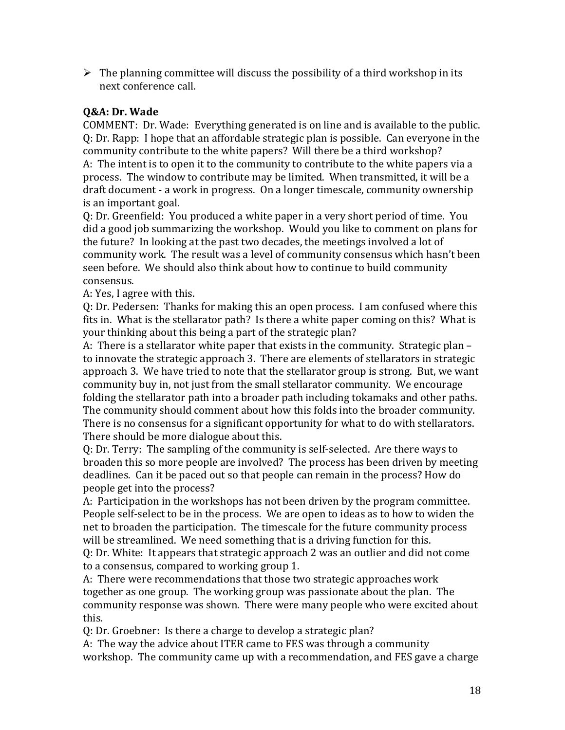- The planning committee will discuss the possibility of a third workshop in its next conference call.

**Q&A: Dr. Wade**

COMMENT: Dr. Wade: Everything generated is on line and is available to the public.
Q: Dr. Rapp: I hope that an affordable strategic plan is possible. Can everyone in the community contribute to the white papers? Will there be a third workshop?
A: The intent is to open it to the community to contribute to the white papers via a process. The window to contribute may be limited. When transmitted, it will be a draft document - a work in progress. On a longer timescale, community ownership is an important goal.
Q: Dr. Greenfield: You produced a white paper in a very short period of time. You did a good job summarizing the workshop. Would you like to comment on plans for the future? In looking at the past two decades, the meetings involved a lot of community work. The result was a level of community consensus which hasn't been seen before. We should also think about how to continue to build community consensus.
A: Yes, I agree with this.
Q: Dr. Pedersen: Thanks for making this an open process. I am confused where this fits in. What is the stellarator path? Is there a white paper coming on this? What is your thinking about this being a part of the strategic plan?
A: There is a stellarator white paper that exists in the community. Strategic plan – to innovate the strategic approach 3. There are elements of stellarators in strategic approach 3. We have tried to note that the stellarator group is strong. But, we want community buy in, not just from the small stellarator community. We encourage folding the stellarator path into a broader path including tokamaks and other paths. The community should comment about how this folds into the broader community. There is no consensus for a significant opportunity for what to do with stellarators. There should be more dialogue about this.
Q: Dr. Terry: The sampling of the community is self-selected. Are there ways to broaden this so more people are involved? The process has been driven by meeting deadlines. Can it be paced out so that people can remain in the process? How do people get into the process?
A: Participation in the workshops has not been driven by the program committee. People self-select to be in the process. We are open to ideas as to how to widen the net to broaden the participation. The timescale for the future community process will be streamlined. We need something that is a driving function for this.
Q: Dr. White: It appears that strategic approach 2 was an outlier and did not come to a consensus, compared to working group 1.
A: There were recommendations that those two strategic approaches work together as one group. The working group was passionate about the plan. The community response was shown. There were many people who were excited about this.
Q: Dr. Groebner: Is there a charge to develop a strategic plan?
A: The way the advice about ITER came to FES was through a community workshop. The community came up with a recommendation, and FES gave a charge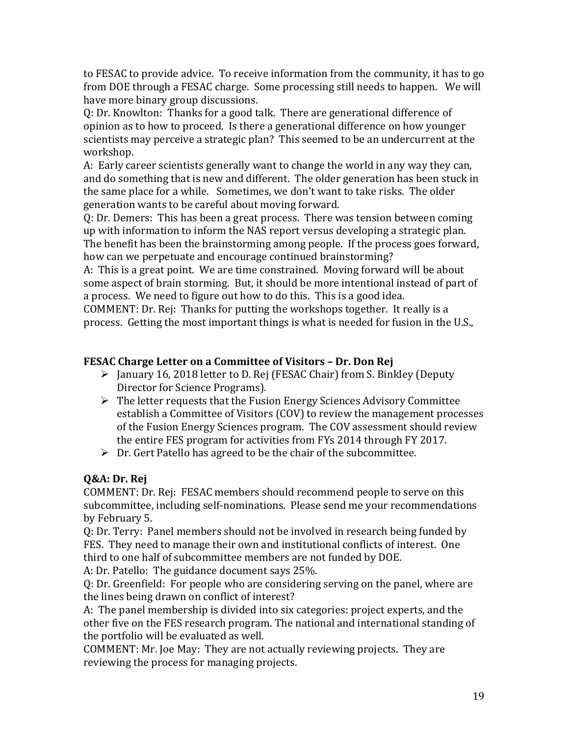to FESAC to provide advice. To receive information from the community, it has to go from DOE through a FESAC charge. Some processing still needs to happen. We will have more binary group discussions.

Q: Dr. Knowlton: Thanks for a good talk. There are generational difference of opinion as to how to proceed. Is there a generational difference on how younger scientists may perceive a strategic plan? This seemed to be an undercurrent at the workshop.

A: Early career scientists generally want to change the world in any way they can, and do something that is new and different. The older generation has been stuck in the same place for a while. Sometimes, we don't want to take risks. The older generation wants to be careful about moving forward.

Q: Dr. Demers: This has been a great process. There was tension between coming up with information to inform the NAS report versus developing a strategic plan. The benefit has been the brainstorming among people. If the process goes forward, how can we perpetuate and encourage continued brainstorming?

A: This is a great point. We are time constrained. Moving forward will be about some aspect of brain storming. But, it should be more intentional instead of part of a process. We need to figure out how to do this. This is a good idea.

COMMENT: Dr. Rej: Thanks for putting the workshops together. It really is a process. Getting the most important things is what is needed for fusion in the U.S.,

**FESAC Charge Letter on a Committee of Visitors – Dr. Don Rej**

- January 16, 2018 letter to D. Rej (FESAC Chair) from S. Binkley (Deputy Director for Science Programs).
- The letter requests that the Fusion Energy Sciences Advisory Committee establish a Committee of Visitors (COV) to review the management processes of the Fusion Energy Sciences program. The COV assessment should review the entire FES program for activities from FYs 2014 through FY 2017.
- Dr. Gert Patello has agreed to be the chair of the subcommittee.

**Q&A: Dr. Rej**

COMMENT: Dr. Rej: FESAC members should recommend people to serve on this subcommittee, including self-nominations. Please send me your recommendations by February 5.

Q: Dr. Terry: Panel members should not be involved in research being funded by FES. They need to manage their own and institutional conflicts of interest. One third to one half of subcommittee members are not funded by DOE.

A: Dr. Patello: The guidance document says 25%.

Q: Dr. Greenfield: For people who are considering serving on the panel, where are the lines being drawn on conflict of interest?

A: The panel membership is divided into six categories: project experts, and the other five on the FES research program. The national and international standing of the portfolio will be evaluated as well.

COMMENT: Mr. Joe May: They are not actually reviewing projects. They are reviewing the process for managing projects.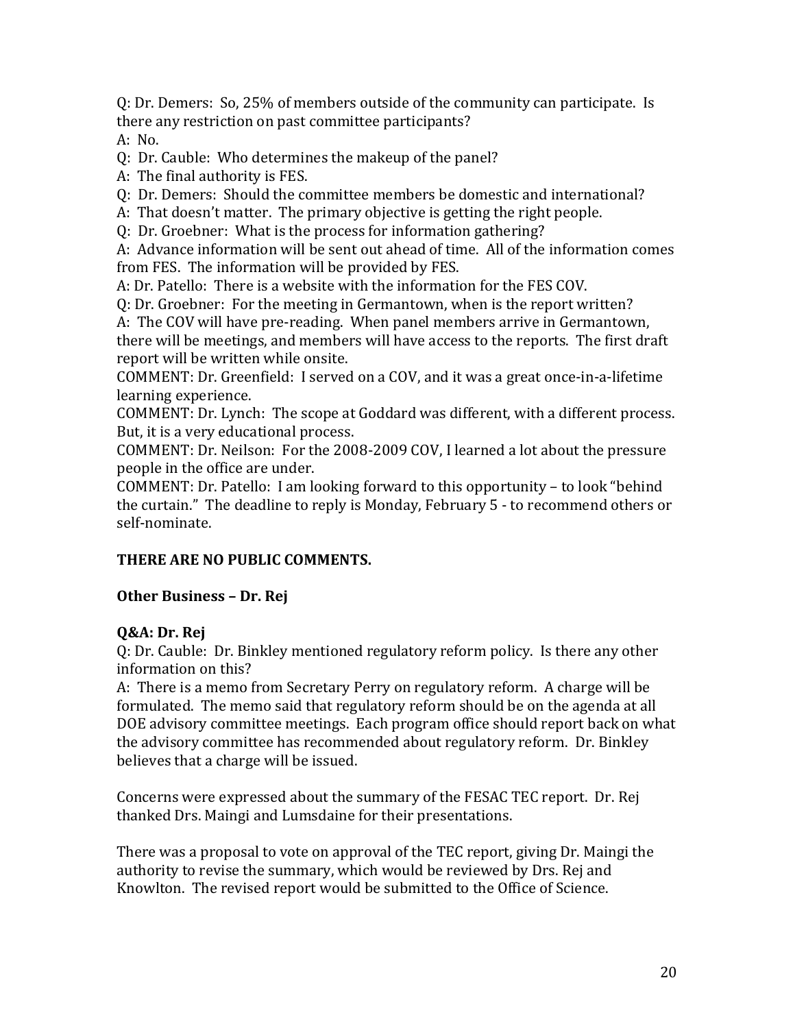Q: Dr. Demers: So, 25% of members outside of the community can participate. Is there any restriction on past committee participants?
A: No.
Q: Dr. Cauble: Who determines the makeup of the panel?
A: The final authority is FES.
Q: Dr. Demers: Should the committee members be domestic and international?
A: That doesn't matter. The primary objective is getting the right people.
Q: Dr. Groebner: What is the process for information gathering?
A: Advance information will be sent out ahead of time. All of the information comes from FES. The information will be provided by FES.
A: Dr. Patello: There is a website with the information for the FES COV.
Q: Dr. Groebner: For the meeting in Germantown, when is the report written?
A: The COV will have pre-reading. When panel members arrive in Germantown, there will be meetings, and members will have access to the reports. The first draft report will be written while onsite.
COMMENT: Dr. Greenfield: I served on a COV, and it was a great once-in-a-lifetime learning experience.
COMMENT: Dr. Lynch: The scope at Goddard was different, with a different process. But, it is a very educational process.
COMMENT: Dr. Neilson: For the 2008-2009 COV, I learned a lot about the pressure people in the office are under.
COMMENT: Dr. Patello: I am looking forward to this opportunity – to look "behind the curtain." The deadline to reply is Monday, February 5 - to recommend others or self-nominate.

**THERE ARE NO PUBLIC COMMENTS.**

**Other Business – Dr. Rej**

**Q&A: Dr. Rej**
Q: Dr. Cauble: Dr. Binkley mentioned regulatory reform policy. Is there any other information on this?
A: There is a memo from Secretary Perry on regulatory reform. A charge will be formulated. The memo said that regulatory reform should be on the agenda at all DOE advisory committee meetings. Each program office should report back on what the advisory committee has recommended about regulatory reform. Dr. Binkley believes that a charge will be issued.

Concerns were expressed about the summary of the FESAC TEC report. Dr. Rej thanked Drs. Maingi and Lumsdaine for their presentations.

There was a proposal to vote on approval of the TEC report, giving Dr. Maingi the authority to revise the summary, which would be reviewed by Drs. Rej and Knowlton. The revised report would be submitted to the Office of Science.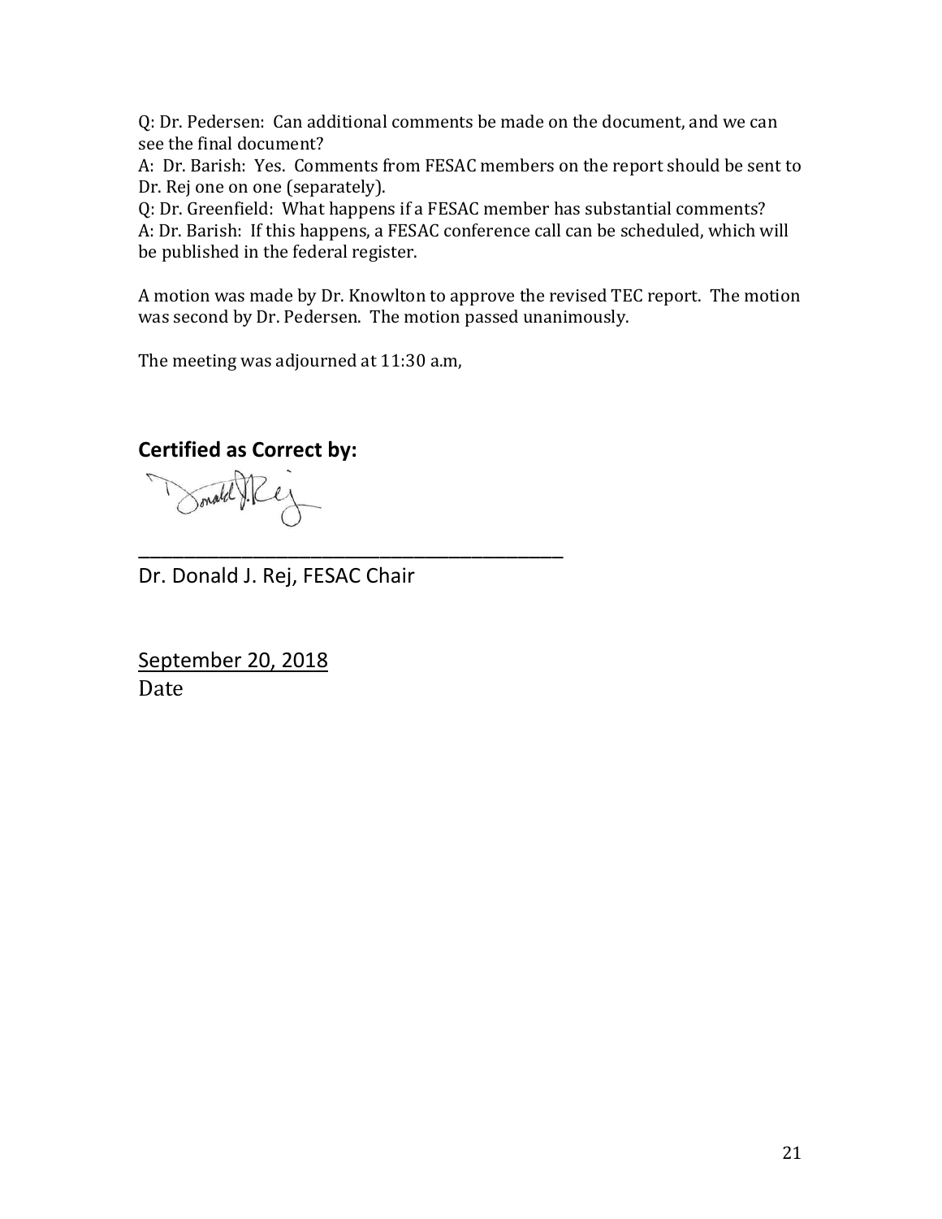Q: Dr. Pedersen: Can additional comments be made on the document, and we can see the final document?

A: Dr. Barish: Yes. Comments from FESAC members on the report should be sent to Dr. Rej one on one (separately).

Q: Dr. Greenfield: What happens if a FESAC member has substantial comments?

A: Dr. Barish: If this happens, a FESAC conference call can be scheduled, which will be published in the federal register.

A motion was made by Dr. Knowlton to approve the revised TEC report. The motion was second by Dr. Pedersen. The motion passed unanimously.

The meeting was adjourned at 11:30 a.m,

**Certified as Correct by:**

\_\_\_\_\_\_\_\_\_\_\_\_\_\_\_\_\_\_\_\_\_\_\_\_\_\_\_\_\_\_\_\_\_\_\_\_\_\_\_\_

Dr. Donald J. Rej, FESAC Chair

September 20, 2018

Date